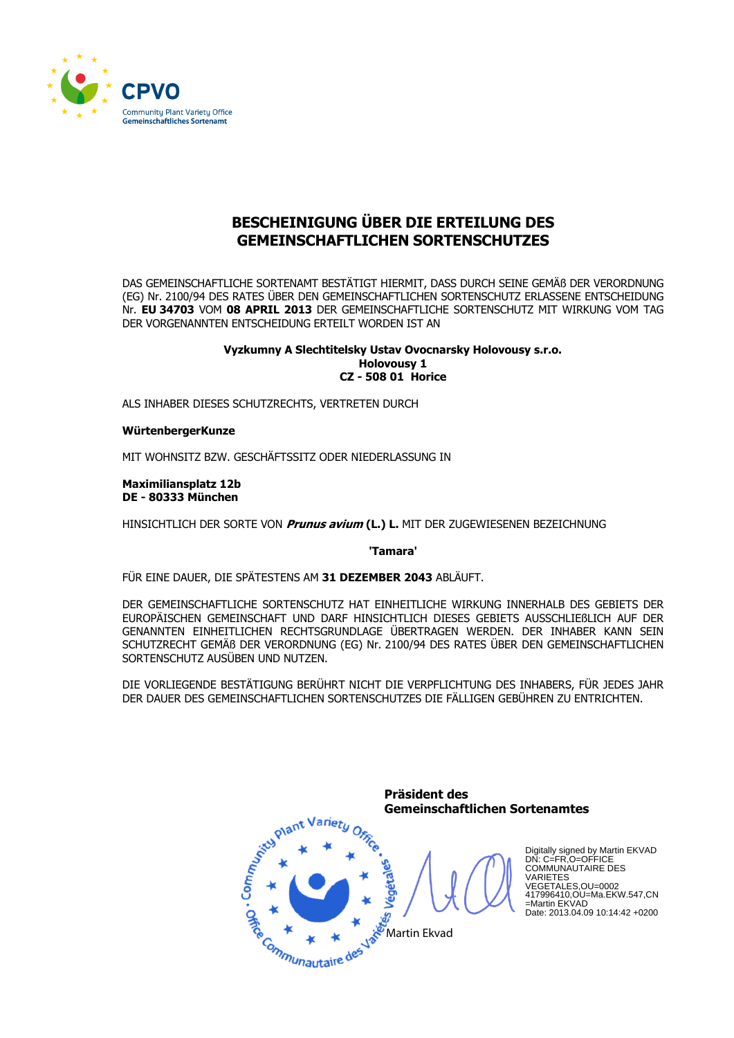CPVO

Community Plant Variety Office
Gemeinschaftliches Sortenamt

# BESCHEINIGUNG ÜBER DIE ERTEILUNG DES GEMEINSCHAFTLICHEN SORTENSCHUTZES

DAS GEMEINSCHAFTLICHE SORTENAMT BESTÄTIGT HIERMIT, DASS DURCH SEINE GEMÄß DER VERORDNUNG (EG) Nr. 2100/94 DES RATES ÜBER DEN GEMEINSCHAFTLICHEN SORTENSCHUTZ ERLASSENE ENTSCHEIDUNG Nr. **EU 34703** VOM **08 APRIL 2013** DER GEMEINSCHAFTLICHE SORTENSCHUTZ MIT WIRKUNG VOM TAG DER VORGENANNTEN ENTSCHEIDUNG ERTEILT WORDEN IST AN

**Vyzkumny A Slechtitelsky Ustav Ovocnarsky Holovousy s.r.o.**
**Holovousy 1**
**CZ - 508 01 Horice**

ALS INHABER DIESES SCHUTZRECHTS, VERTRETEN DURCH

**WürtenbergerKunze**

MIT WOHNSITZ BZW. GESCHÄFTSSITZ ODER NIEDERLASSUNG IN

**Maximiliansplatz 12b**
**DE - 80333 München**

HINSICHTLICH DER SORTE VON ***Prunus avium* (L.) L.** MIT DER ZUGEWIESENEN BEZEICHNUNG

**'Tamara'**

FÜR EINE DAUER, DIE SPÄTESTENS AM **31 DEZEMBER 2043** ABLÄUFT.

DER GEMEINSCHAFTLICHE SORTENSCHUTZ HAT EINHEITLICHE WIRKUNG INNERHALB DES GEBIETS DER EUROPÄISCHEN GEMEINSCHAFT UND DARF HINSICHTLICH DIESES GEBIETS AUSSCHLIEßLICH AUF DER GENANNTEN EINHEITLICHEN RECHTSGRUNDLAGE ÜBERTRAGEN WERDEN. DER INHABER KANN SEIN SCHUTZRECHT GEMÄß DER VERORDNUNG (EG) Nr. 2100/94 DES RATES ÜBER DEN GEMEINSCHAFTLICHEN SORTENSCHUTZ AUSÜBEN UND NUTZEN.

DIE VORLIEGENDE BESTÄTIGUNG BERÜHRT NICHT DIE VERPFLICHTUNG DES INHABERS, FÜR JEDES JAHR DER DAUER DES GEMEINSCHAFTLICHEN SORTENSCHUTZES DIE FÄLLIGEN GEBÜHREN ZU ENTRICHTEN.

**Präsident des Gemeinschaftlichen Sortenamtes**

Community Plant Variety Office • Office Communautaire des Variétés Végétales

Martin Ekvad

Digitally signed by Martin EKVAD
DN: C=FR,O=OFFICE COMMUNAUTAIRE DES VARIETES VEGETALES,OU=0002 417996410,OU=Ma.EKW.547,CN=Martin EKVAD
Date: 2013.04.09 10:14:42 +0200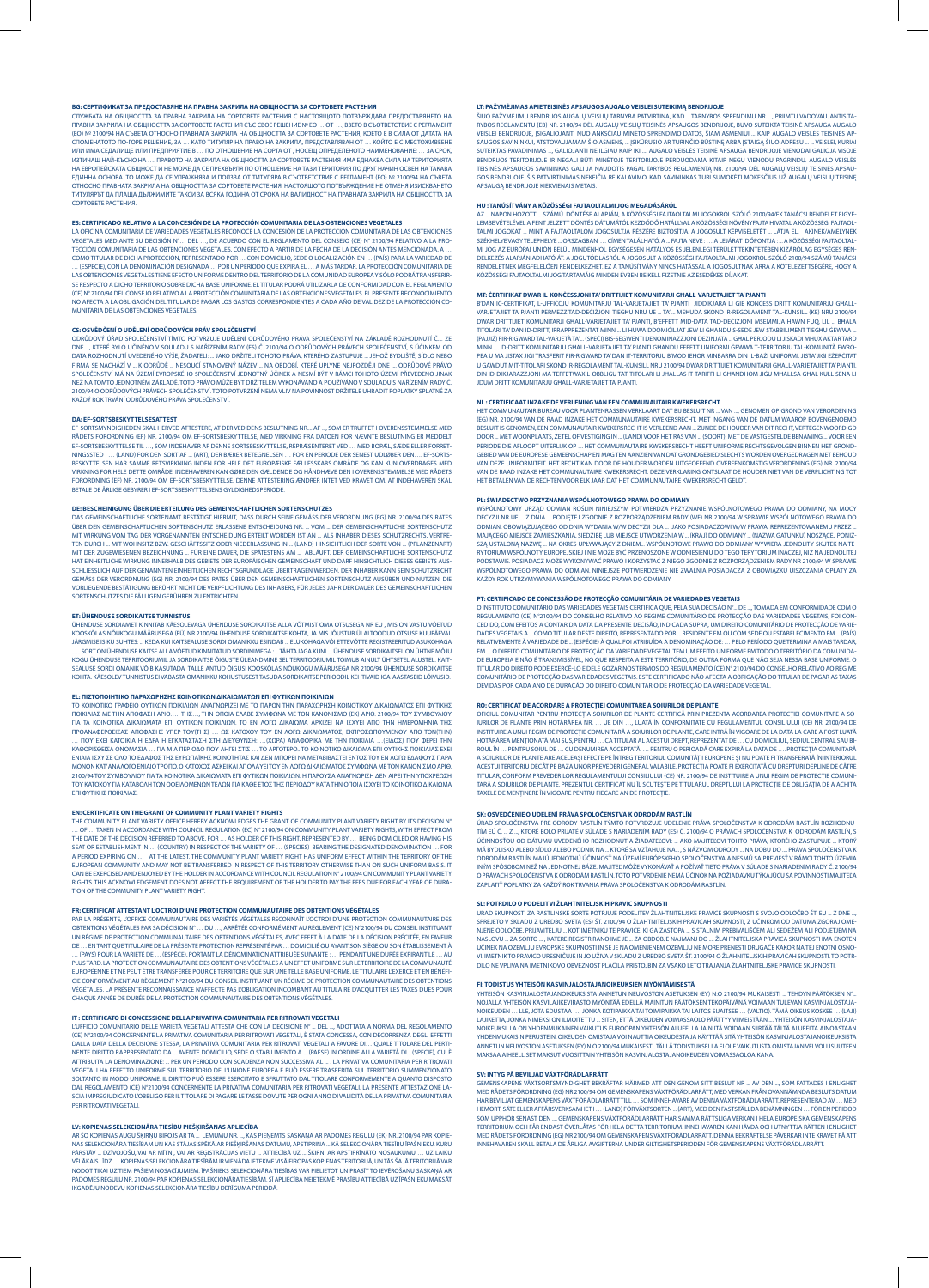## BG: СЕРТИФИКАТ ЗА ПРЕДОСТАВЯНЕ НА ПРАВНА ЗАКРИЛА НА ОБЩНОСТТА ЗА СОРТОВЕТЕ РАСТЕНИЯ

СЛУЖБАТА НА ОБЩНОСТТА ЗА ПРАВНА ЗАКРИЛА НА СОРТОВЕТЕ РАСТЕНИЯ С НАСТОЯЩОТО ПОТВЪРЖДАВА ПРЕДОСТАВЯНЕТО НА ПРАВНА ЗАКРИЛА НА ОБЩНОСТТА ЗА СОРТОВЕТЕ РАСТЕНИЯ СЪС СВОЕ РЕШЕНИЕ № ЕО … ОТ …, ВЗЕТО В СЪОТВЕТСТВИЕ С РЕГЛАМЕНТ (ЕО) № 2100/94 НА СЪВЕТА ОТНОСНО ПРАВНАТА ЗАКРИЛА НА ОБЩНОСТТА ЗА СОРТОВЕТЕ РАСТЕНИЯ, КОЕТО Е В СИЛА ОТ ДАТАТА НА СПОМЕНАТОТО ПО-ГОРЕ РЕШЕНИЕ, ЗА … КАТО ТИТУЛЯР НА ПРАВО НА ЗАКРИЛА, ПРЕДСТАВЛЯВАН ОТ … КОЙТО Е С МЕСТОЖИВЕЕНЕ ИЛИ ИМА СЕДАЛИЩЕ ИЛИ ПРЕДПРИЯТИЕ В … ПО ОТНОШЕНИЕ НА СОРТА ОТ , НОСЕЩ ОПРЕДЕЛЕНОТО НАИМЕНОВАНИЕ: … ЗА СРОК, ИЗТИЧАЩ НАЙ-КЪСНО НА …. ПРАВОТО НА ЗАКРИЛА НА ОБЩНОСТТА ЗА СОРТОВЕТЕ РАСТЕНИЯ ИМА ЕДНАКВА СИЛА НА ТЕРИТОРИЯТА НА ЕВРОПЕЙСКАТА ОБЩНОСТ И НЕ МОЖЕ ДА СЕ ПРЕХВЪРЛЯ ПО ОТНОШЕНИЕ НА ТАЗИ ТЕРИТОРИЯ ПО ДРУГ НАЧИН ОСВЕН НА ТАКАВА ЕДИННА ОСНОВА. ТО МОЖЕ ДА СЕ УПРАЖНЯВА И ПОЛЗВА ОТ ТИТУЛЯРА В СЪОТВЕТСТВИЕ С РЕГЛАМЕНТ (ЕО) № 2100/94 НА СЪВЕТА ОТНОСНО ПРАВНАТА ЗАКРИЛА НА ОБЩНОСТТА ЗА СОРТОВЕТЕ РАСТЕНИЯ. НАСТОЯЩОТО ПОТВЪРЖДЕНИЕ НЕ ОТМЕНЯ ИЗИСКВАНЕТО ТИТУЛЯРЪТ ДА ПЛАЩА ДЪЛЖИМИТЕ ТАКСИ ЗА ВСЯКА ГОДИНА ОТ СРОКА НА ВАЛИДНОСТ НА ПРАВНАТА ЗАКРИЛА НА ОБЩНОСТТА ЗА СОРТОВЕТЕ РАСТЕНИЯ.

## ES: CERTIFICADO RELATIVO A LA CONCESIÓN DE LA PROTECCIÓN COMUNITARIA DE LAS OBTENCIONES VEGETALES

LA OFICINA COMUNITARIA DE VARIEDADES VEGETALES RECONOCE LA CONCESIÓN DE LA PROTECCIÓN COMUNITARIA DE LAS OBTENCIONES VEGETALES MEDIANTE SU DECISIÓN N° … DEL …, DE ACUERDO CON EL REGLAMENTO DEL CONSEJO (CE) N° 2100/94 RELATIVO A LA PROTECCIÓN COMUNITARIA DE LAS OBTENCIONES VEGETALES, CON EFECTO A PARTIR DE LA FECHA DE LA DECISIÓN ANTES MENCIONADA, A … COMO TITULAR DE DICHA PROTECCIÓN, REPRESENTADO POR … CON DOMICILIO, SEDE O LOCALIZACIÓN EN … (PAÍS) PARA LA VARIEDAD DE … (ESPECIE), CON LA DENOMINACIÓN DESIGNADA … POR UN PERÍODO QUE EXPIRA EL … A MÁS TARDAR. LA PROTECCIÓN COMUNITARIA DE LAS OBTENCIONES VEGETALES TIENE EFECTO UNIFORME DENTRO DEL TERRITORIO DE LA COMUNIDAD EUROPEA Y SÓLO PODRÁ TRANSFERIRSE RESPECTO A DICHO TERRITORIO SOBRE DICHA BASE UNIFORME. EL TITULAR PODRÁ UTILIZARLA DE CONFORMIDAD CON EL REGLAMENTO (CE) N° 2100/94 DEL CONSEJO RELATIVO A LA PROTECCIÓN COMUNITARIA DE LAS OBTENCIONES VEGETALES. EL PRESENTE RECONOCIMIENTO NO AFECTA A LA OBLIGACIÓN DEL TITULAR DE PAGAR LAS GASTOS CORRESPONDIENTES A CADA AÑO DE VALIDEZ DE LA PROTECCIÓN COMUNITARIA DE LAS OBTENCIONES VEGETALES.

## CS: OSVĚDČENÍ O UDĚLENÍ ODRŮDOVÝCH PRÁV SPOLEČENSTVÍ

ODRŮDOVÝ ÚŘAD SPOLEČENSTVÍ TÍMTO POTVRZUJE UDĚLENÍ ODRŮDOVÉHO PRÁVA SPOLEČENSTVÍ NA ZÁKLADĚ ROZHODNUTÍ Č… ZE DNE …, KTERÉ BYLO UČINĚNO V SOULADU S NAŘÍZENÍM RADY (ES) Č. 2100/94 O ODRŮDOVÝCH PRÁVECH SPOLEČENSTVÍ, S ÚČINKEM OD DATA ROZHODNUTÍ UVEDENÉHO VÝŠE, ŽADATELI … JAKO DRŽITELI TOHOTO PRÁVA, KTERÉHO ZASTUPUJE … JEHOŽ BYDLIŠTĚ, SÍDLO NEBO FIRMA SE NACHÁZÍ V … K ODRŮDĚ … NESOUCÍ STANOVENÝ NÁZEV … NA OBDOBÍ, KTERÉ UPLYNE NEJPOZDĚJI DNE … ODRŮDOVÉ PRÁVO SPOLEČENSTVÍ MÁ NA ÚZEMÍ EVROPSKÉHO SPOLEČENSTVÍ JEDNOTNÝ ÚČINEK A NESMÍ BÝT V RÁMCI TOHOTO ÚZEMÍ PŘEVEDENO JINAK NEŽ NA TOMTO JEDNOTNÉM ZÁKLADĚ. TOTO PRÁVO MŮŽE BÝT DRŽITELEM VYKONÁVÁNO A POUŽÍVÁNO V SOULADU S NAŘÍZENÍM RADY Č. 2100/94 O ODRŮDOVÝCH PRÁVECH SPOLEČENSTVÍ. TOTO POTVRZENÍ NEMÁ VLIV NA POVINNOST DRŽITELE UHRADIT POPLATKY SPLATNÉ ZA KAŽDÝ ROK TRVÁNÍ ODRŮDOVÉHO PRÁVA SPOLEČENSTVÍ.

## DA: EF-SORTSBESKYTTELSESATTEST

EF-SORTSMYNDIGHEDEN SKAL HERVED ATTESTERE, AT DEN VED DENS BESLUTNING NR… AF …, SOM ER TRUFFET I OVERENSSTEMMELSE MED RÅDETS FORORDNING (EF) NR. 2100/94 OM EF-SORTSBESKYTTELSE, MED VIRKNING FRA DATOEN FOR NÆVNTE BESLUTNING ER MEDDELT EF-SORTSBESKYTTELSE TIL …, SOM INDEHAVER AF DENNE SORTSBESKYTTELSE, REPRÆSENTERET VED … MED BOPÆL, SÆDE ELLER FORRETNINGSSTED I … (LAND) FOR DEN SORT AF … (ART), DER BÆRER BETEGNELSEN … FOR EN PERIODE DER SENEST UDLØBER DEN … EF-SORTSBESKYTTELSEN HAR SAMME RETSVIRKNING INDEN FOR HELE DET EUROPÆISKE FÆLLESSKABS OMRÅDE OG KAN KUN OVERDRAGES MED VIRKNING FOR HELE DETTE OMRÅDE. INDEHAVEREN KAN GØRE DEN GÆLDENDE OG HÅNDHÆVE DEN I OVERENSSTEMMELSE MED RÅDETS FORORDNING (EF) NR. 2100/94 OM EF-SORTSBESKYTTELSE. DENNE ATTESTERING ÆNDRER INTET VED KRAVET OM, AT INDEHAVEREN SKAL BETALE DE ÅRLIGE GEBYRER I EF-SORTSBESKYTTELSENS GYLDIGHEDSPERIODE.

## DE: BESCHEINIGUNG ÜBER DIE ERTEILUNG DES GEMEINSCHAFTLICHEN SORTENSCHUTZES

DAS GEMEINSCHAFTLICHE SORTENAMT BESTÄTIGT HIERMIT, DASS DURCH SEINE GEMÄSS DER VERORDNUNG (EG) NR. 2100/94 DES RATES ÜBER DEN GEMEINSCHAFTLICHEN SORTENSCHUTZ ERLASSENE ENTSCHEIDUNG NR. … VOM … DER GEMEINSCHAFTLICHE SORTENSCHUTZ MIT WIRKUNG VOM TAG DER VORGENANNTEN ENTSCHEIDUNG ERTEILT WORDEN IST AN … ALS INHABER DIESES SCHUTZRECHTS, VERTRETEN DURCH … MIT WOHNSITZ BZW. GESCHÄFTSSITZ ODER NIEDERLASSUNG IN … (LAND) HINSICHTLICH DER SORTE VON … (PFLANZENART) MIT DER ZUGEWIESENEN BEZEICHNUNG … FÜR EINE DAUER, DIE SPÄTESTENS AM … ABLÄUFT. DER GEMEINSCHAFTLICHE SORTENSCHUTZ HAT EINHEITLICHE WIRKUNG INNERHALB DES GEBIETS DER EUROPÄISCHEN GEMEINSCHAFT UND DARF HINSICHTLICH DIESES GEBIETS AUSSCHLIESSLICH AUF DER GENANNTEN EINHEITLICHEN RECHTSGRUNDLAGE ÜBERTRAGEN WERDEN. DER INHABER KANN SEIN SCHUTZRECHT GEMÄSS DER VERORDNUNG (EG) NR. 2100/94 DES RATES ÜBER DEN GEMEINSCHAFTLICHEN SORTENSCHUTZ AUSÜBEN UND NUTZEN. DIE VORLIEGENDE BESTÄTIGUNG BERÜHRT NICHT DIE VERPFLICHTUNG DES INHABERS, FÜR JEDES JAHR DER DAUER DES GEMEINSCHAFTLICHEN SORTENSCHUTZES DIE FÄLLIGEN GEBÜHREN ZU ENTRICHTEN.

## ET: ÜHENDUSE SORDIKAITSE TUNNISTUS

ÜHENDUSE SORDIAMET KINNITAB KÄESOLEVAGA ÜHENDUSE SORDIKAITSE ALLA VÕTMIST OMA OTSUSEGA NR EU , MIS ON VASTU VÕETUD KOOSKÕLAS NÕUKOGU MÄÄRUSEGA (EÜ) NR 2100/94 ÜHENDUSE SORDIKAITSE KOHTA, JA MIS JÕUSTUB ULALTOODUD OTSUSE KUUPÄEVAL JÄRGMISE ISIKU SUHTES: .. KEDA KUI KAITSEALUSE SORDI OMANIKKU ESINDAB .. ELUKOHAGA VÕI ETTEVÕTTE REGISTREERITUD ASUKOHAGA …. SORT ON ÜHENDUSE KAITSE ALLA VÕETUD KINNITATUD SORDINIMEGA … TÄHTAJAGA KUNI … ÜHENDUSE SORDIKAITSEL ON ÜHTNE MÕJU KOGU ÜHENDUSE TERRITOORIUMIL JA SORDIKAITSE ÕIGUSTE ÜLEANDMINE SEL TERRITOORIUMIL TOIMUB AINULT ÜHTSETEL ALUSTEL. KAITSEALUSE SORDI OMANIK VÕIB KASUTADA TALLE ANTUD ÕIGUSI KOOSKÕLAS NÕUKOGU MÄÄRUSEGA NR 2100/94 ÜHENDUSE SORDIKAITSE KOHTA. KÄESOLEV TUNNISTUS EI VABASTA OMANIKKU KOHUSTUSEST TASUDA SORDIKAITSE PERIOODIL KEHTIVAID IGA-AASTASEID LÕIVUSID.

## EL: ΠΙΣΤΟΠΟΙΗΤΙΚΟ ΠΑΡΑΧΩΡΗΣΗΣ ΚΟΙΝΟΤΙΚΩΝ ΔΙΚΑΙΩΜΑΤΩΝ ΕΠΙ ΦΥΤΙΚΩΝ ΠΟΙΚΙΛΙΩΝ

ΤΟ ΚΟΙΝΟΤΙΚΟ ΓΡΑΦΕΙΟ ΦΥΤΙΚΩΝ ΠΟΙΚΙΛΙΩΝ ΑΝΑΓΝΩΡΙΖΕΙ ΜΕ ΤΟ ΠΑΡΟΝ ΤΗΝ ΠΑΡΑΧΩΡΗΣΗ ΚΟΙΝΟΤΙΚΟΥ ΔΙΚΑΙΩΜΑΤΟΣ ΕΠΙ ΦΥΤΙΚΗΣ ΠΟΙΚΙΛΙΑΣ ΜΕ ΤΗΝ ΑΠΟΦΑΣΗ ΑΡΙΘ…. ΤΗΣ…, ΤΗΝ ΟΠΟΙΑ ΕΛΑΒΕ ΣΥΜΦΩΝΑ ΜΕ ΤΟΝ ΚΑΝΟΝΙΣΜΟ (ΕΚ) ΑΡΙΘ. 2100/94 ΤΟΥ ΣΥΜΒΟΥΛΙΟΥ ΓΙΑ ΤΑ ΚΟΙΝΟΤΙΚΑ ΔΙΚΑΙΩΜΑΤΑ ΕΠΙ ΦΥΤΙΚΩΝ ΠΟΙΚΙΛΙΩΝ. ΤΟ ΕΝ ΛΟΓΩ ΔΙΚΑΙΩΜΑ ΑΡΧΙΖΕΙ ΝΑ ΙΣΧΥΕΙ ΑΠΟ ΤΗΝ ΗΜΕΡΟΜΗΝΙΑ ΤΗΣ ΠΡΟΑΝΑΦΕΡΘΕΙΣΑΣ ΑΠΟΦΑΣΗΣ ΥΠΕΡ ΤΟΥ(ΤΗΣ) … ΩΣ ΚΑΤΟΧΟΥ ΤΟΥ ΕΝ ΛΟΓΩ ΔΙΚΑΙΩΜΑΤΟΣ, ΕΚΠΡΟΣΩΠΟΥΜΕΝΟΥ ΑΠΟ ΤΟΝ(ΤΗΝ) … ΠΟΥ ΕΧΕΙ ΚΑΤΟΙΚΙΑ Ή ΕΔΡΑ Ή ΕΓΚΑΤΑΣΤΑΣΗ ΣΤΗ ΔΙΕΥΘΥΝΣΗ: …(ΧΩΡΑ) ΑΝΑΦΟΡΙΚΑ ΜΕ ΤΗΝ ΠΟΙΚΙΛΙΑ …(ΕΙΔΟΣ) ΠΟΥ ΦΕΡΕΙ ΤΗΝ ΚΑΘΟΡΙΣΘΕΙΣΑ ΟΝΟΜΑΣΙΑ … ΓΙΑ ΜΙΑ ΠΕΡΙΟΔΟ ΠΟΥ ΛΗΓΕΙ ΣΤΙΣ … ΤΟ ΑΡΓΟΤΕΡΟ. ΤΟ ΚΟΙΝΟΤΙΚΟ ΔΙΚΑΙΩΜΑ ΕΠΙ ΦΥΤΙΚΗΣ ΠΟΙΚΙΛΙΑΣ ΕΧΕΙ ΕΝΙΑΙΑ ΙΣΧΥ ΣΕ ΟΛΟ ΤΟ ΕΔΑΦΟΣ ΤΗΣ ΕΥΡΩΠΑΪΚΗΣ ΚΟΙΝΟΤΗΤΑΣ ΚΑΙ ΔΕΝ ΜΠΟΡΕΙ ΝΑ ΜΕΤΑΒΙΒΑΣΤΕΙ ΕΝΤΟΣ ΤΟΥ ΕΝ ΛΟΓΩ ΕΔΑΦΟΥΣ ΠΑΡΑ ΜΟΝΟΝ ΚΑΤ'ΑΝΑΛΟΓΟ ΕΝΙΑΙΟ ΤΡΟΠΟ. Ο ΚΑΤΟΧΟΣ ΑΣΚΕΙ ΚΑΙ ΑΠΟΛΑΥΕΙ ΤΟ ΕΝ ΛΟΓΩ ΔΙΚΑΙΩΜΑ ΣΥΜΦΩΝΑ ΜΕ ΤΟΝ ΚΑΝΟΝΙΣΜΟ ΑΡΙΘ. 2100/94 ΤΟΥ ΣΥΜΒΟΥΛΙΟΥ ΓΙΑ ΤΑ ΚΟΙΝΟΤΙΚΑ ΔΙΚΑΙΩΜΑΤΑ ΕΠΙ ΦΥΤΙΚΩΝ ΠΟΙΚΙΛΙΩΝ. Η ΠΑΡΟΥΣΑ ΑΝΑΓΝΩΡΙΣΗ ΔΕΝ ΑΙΡΕΙ ΤΗΝ ΥΠΟΧΡΕΩΣΗ ΤΟΥ ΚΑΤΟΧΟΥ ΓΙΑ ΤΗ ΚΑΤΑΒΟΛΗ ΤΩΝ ΟΦΕΙΛΟΜΕΝΩΝ ΤΕΛΩΝ ΓΙΑ ΚΑΘΕ ΕΤΟΣ ΤΗΣ ΠΕΡΙΟΔΟΥ ΚΑΤΑ ΤΗΝ ΟΠΟΙΑ ΙΣΧΥΕΙ ΤΟ ΚΟΙΝΟΤΙΚΟ ΔΙΚΑΙΩΜΑ ΕΠΙ ΦΥΤΙΚΗΣ ΠΟΙΚΙΛΙΑΣ.

## EN: CERTIFICATE ON THE GRANT OF COMMUNITY PLANT VARIETY RIGHTS

THE COMMUNITY PLANT VARIETY OFFICE HEREBY ACKNOWLEDGES THE GRANT OF COMMUNITY PLANT VARIETY RIGHT BY ITS DECISION N° … OF … TAKEN IN ACCORDANCE WITH COUNCIL REGULATION (EC) N° 2100/94 ON COMMUNITY PLANT VARIETY RIGHTS, WITH EFFECT FROM THE DATE OF THE DECISION REFERRED TO ABOVE, FOR … AS HOLDER OF THIS RIGHT, REPRESENTED BY … BEING DOMICILED OR HAVING HIS SEAT OR ESTABLISHMENT IN … (COUNTRY) IN RESPECT OF THE VARIETY OF … (SPECIES) BEARING THE DESIGNATED DENOMINATION … FOR A PERIOD EXPIRING ON … AT THE LATEST. THE COMMUNITY PLANT VARIETY RIGHT HAS UNIFORM EFFECT WITHIN THE TERRITORY OF THE EUROPEAN COMMUNITY AND MAY NOT BE TRANSFERRED IN RESPECT OF THIS TERRITORY OTHERWISE THAN ON SUCH UNIFORM BASIS. IT CAN BE EXERCISED AND ENJOYED BY THE HOLDER IN ACCORDANCE WITH COUNCIL REGULATION N° 2100/94 ON COMMUNITY PLANT VARIETY RIGHTS. THIS ACKNOWLEDGEMENT DOES NOT AFFECT THE REQUIREMENT OF THE HOLDER TO PAY THE FEES DUE FOR EACH YEAR OF DURATION OF THE COMMUNITY PLANT VARIETY RIGHT.

## FR: CERTIFICAT ATTESTANT L'OCTROI D'UNE PROTECTION COMMUNAUTAIRE DES OBTENTIONS VÉGÉTALES

PAR LA PRÉSENTE, L'OFFICE COMMUNAUTAIRE DES VARIÉTÉS VÉGÉTALES RECONNAÎT L'OCTROI D'UNE PROTECTION COMMUNAUTAIRE DES OBTENTIONS VÉGÉTALES PAR SA DÉCISION N° … DU …, ARRÊTÉE CONFORMÉMENT AU RÈGLEMENT (CE) N°2100/94 DU CONSEIL INSTITUANT UN RÉGIME DE PROTECTION COMMUNAUTAIRE DES OBTENTIONS VÉGÉTALES, AVEC EFFET À LA DATE DE LA DÉCISION PRÉCITÉE, EN FAVEUR DE … EN TANT QUE TITULAIRE DE LA PRÉSENTE PROTECTION REPRÉSENTÉ PAR … DOMICILIÉ OU AYANT SON SIÈGE OU SON ÉTABLISSEMENT À … (PAYS) POUR LA VARIÉTÉ DE … (ESPÈCE), PORTANT LA DÉNOMINATION ATTRIBUÉE SUIVANTE : … PENDANT UNE DURÉE EXPIRANT LE … AU PLUS TARD. LA PROTECTION COMMUNAUTAIRE DES OBTENTIONS VÉGÉTALES A UN EFFET UNIFORME SUR LE TERRITOIRE DE LA COMMUNAUTÉ EUROPÉENNE ET NE PEUT ÊTRE TRANSFÉRÉE POUR CE TERRITOIRE QUE SUR UNE TELLE BASE UNIFORME. LE TITULAIRE L'EXERCE ET EN BÉNÉFICIE CONFORMÉMENT AU RÈGLEMENT N°2100/94 DU CONSEIL INSTITUANT UN RÉGIME DE PROTECTION COMMUNAUTAIRE DES OBTENTIONS VÉGÉTALES. LA PRÉSENTE RECONNAISSANCE N'AFFECTE PAS L'OBLIGATION INCOMBANT AU TITULAIRE D'ACQUITTER LES TAXES DUES POUR CHAQUE ANNÉE DE DURÉE DE LA PROTECTION COMMUNAUTAIRE DES OBTENTIONS VÉGÉTALES.

## IT : CERTIFICATO DI CONCESSIONE DELLA PRIVATIVA COMUNITARIA PER RITROVATI VEGETALI

L'UFFICIO COMUNITARIO DELLE VARIETÀ VEGETALI ATTESTA CHE CON LA DECISIONE N° … DEL …, ADOTTATA A NORMA DEL REGOLAMENTO (CE) N°2100/94 CONCERNENTE LA PRIVATIVA COMUNITARIA PER RITROVATI VEGETALI, È STATA CONCESSA, CON DECORRENZA DEGLI EFFETTI DALLA DATA DELLA DECISIONE STESSA, LA PRIVATIVA COMUNITARIA PER RITROVATI VEGETALI A FAVORE DI … QUALE TITOLARE DEL PERTINENTE DIRITTO RAPPRESENTATO DA … AVENTE DOMICILIO, SEDE O STABILIMENTO A … (PAESE) IN ORDINE ALLA VARIETÀ DI… (SPECIE), CUI È ATTRIBUITA LA DENOMINAZIONE: … PER UN PERIODO CON SCADENZA NON SUCCESSIVA AL … LA PRIVATIVA COMUNITARIA PER RITROVATI VEGETALI HA EFFETTO UNIFORME SUL TERRITORIO DELL'UNIONE EUROPEA E PUÒ ESSERE TRASFERITA SUL TERRITORIO SUMMENZIONATO SOLTANTO IN MODO UNIFORME. IL DIRITTO PUÒ ESSERE ESERCITATO E SFRUTTATO DAL TITOLARE CONFORMEMENTE A QUANTO DISPOSTO DAL REGOLAMENTO (CE) N°2100/94 CONCERNENTE LA PRIVATIVA COMUNITARIA PER RITROVATI VEGETALI. LA PRESENTE ATTESTAZIONE LASCIA IMPREGIUDICATO L'OBBLIGO PER IL TITOLARE DI PAGARE LE TASSE DOVUTE PER OGNI ANNO DI VALIDITÀ DELLA PRIVATIVA COMUNITARIA PER RITROVATI VEGETALI.

## LV: KOPIENAS SELEKCIONĀRA TIESĪBU PIEŠĶIRŠANAS APLIECĪBA

AR ŠO KOPIENAS AUGU ŠĶIRNU BIROJS AR TĀ … LĒMUMU NR. …, KAS PIEŅEMTS SASKAŅĀ AR PADOMES REGULU (EK) NR. 2100/94 PAR KOPIENAS SELEKCIONĀRA TIESĪBĀM UN KAS STĀJAS SPĒKĀ AR PIEŠĶIRŠANAS DATUMU, APSTIPRINA … KĀ SELEKCIONĀRA TIESĪBU ĪPAŠNIEKU, KURU PĀRSTĀV … DZĪVOJOŠU, VAI AR MĪTNI, VAI AR REĢISTRĀCIJAS VIETU … ATTIECĪBĀ UZ … ŠĶIRNI AR APSTIPRINĀTO NOSAUKUMU … UZ LAIKU VĒLĀKAIS LĪDZ … KOPIENAS SELEKCIONĀRA TIESĪBĀM IR VIENĀDA IETEKME VISĀ EIROPAS KOPIENAS TERITORIJĀ, UN TĀS ŠAJĀ TERITORIJĀ VAR NODOT TIKAI UZ TIEM PAŠIEM NOSACĪJUMIEM. ĪPAŠNIEKS SELEKCIONĀRA TIESĪBAS VAR PIELIETOT UN PRASĪT TO IEVĒROŠANU SASKAŅĀ AR PADOMES REGULU NR. 2100/94 PAR KOPIENAS SELEKCIONĀRA TIESĪBĀM. ŠĪ APLIECĪBA NEIETEKMĒ PRASĪBU ATTIECĪBĀ UZ ĪPAŠNIEKU MAKSĀT IKGADĒJU NODEVU KOPIENAS SELEKCIONĀRA TIESĪBU DERĪGUMA PERIODĀ.

## LT: PAŽYMĖJIMAS APIE TEISINĖS APSAUGOS AUGALO VEISLEI SUTEIKIMĄ BENDRIJOJE

ŠIUO PAŽYMĖJIMU BENDRIJOS AUGALŲ VEISLIŲ TARNYBA PATVIRTINA, KAD … TARNYBOS SPRENDIMU NR. …, PRIIMTU VADOVAUJANTIS TARYBOS REGLAMENTU (EB) NR. 2100/94 DĖL AUGALŲ VEISLIŲ TEISINĖS APSAUGOS BENDRIJOJE, BUVO SUTEIKTA TEISINĖ APSAUGA AUGALO VEISLEI BENDRIJOJE, ĮSIGALIOJANTI NUO ANKSČIAU MINĖTO SPRENDIMO DATOS, ŠIAM ASMENIUI … KAIP AUGALO VEISLĖS TEISINĖS APSAUGOS SAVININKUI, ATSTOVAUJAMAM ŠIO ASMENS, … ĮSIKŪRUSIO AR TURINČIO BŪSTINĘ ARBA ĮSTAIGĄ ŠIUO ADRESU … VEISLEI, KURIAI SUTEIKTAS PAVADINIMAS …, GALIOJANTI NE ILGIAU KAIP IKI … AUGALO VEISLĖS TEISINĖ APSAUGA BENDRIJOJE VIENODAI GALIOJA VISOJE BENDRIJOS TERITORIJOJE IR NEGALI BŪTI MINĖTOJE TERITORIJOJE PERDUODAMA KITAIP NEGU VIENODU PAGRINDU. AUGALO VEISLĖS TEISINĖS APSAUGOS SAVININKAS GALI JA NAUDOTIS PAGAL TARYBOS REGLAMENTĄ NR. 2100/94 DĖL AUGALŲ VEISLIŲ TEISINĖS APSAUGOS BENDRIJOJE. ŠIS PATVIRTINIMAS NEREIKIA REIKALAVIMO, KAD SAVININKAS TURI SUMOKĖTI MOKESČIUS UŽ AUGALŲ VEISLIŲ TEISINĘ APSAUGĄ BENDRIJOJE KIEKVIENAIS METAIS.

## HU : TANÚSÍTVÁNY A KÖZÖSSÉGI FAJTAOLTALMI JOG MEGADÁSÁRÓL

AZ … NAPON HOZOTT … SZÁMÚ DÖNTÉSE ALAPJÁN, A KÖZÖSSÉGI FAJTAOLTALMI JOGOKRÓL SZÓLÓ 2100/94/EK TANÁCSI RENDELET FIGYELEMBE VÉTELÉVEL A FENT JELZETT DÖNTÉS DÁTUMÁTÓL KEZDŐDŐ HATÁLLYAL A KÖZÖSSÉGI NÖVÉNYFAJTA HIVATAL A KÖZÖSSÉGI FAJTAOLTALMI JOGOKAT … MINT A FAJTAOLTALOM JOGOSULTJA RÉSZÉRE BIZTOSÍTJA. A JOGOSULT KÉPVISELETÉT … LÁTJA EL, AKINEK/AMELYNEK SZÉKHELYE VAGY TELEPHELYE … ORSZÁGBAN … CÍMEN TALÁLHATÓ. A … FAJTA NEVE : … A LEJÁRAT IDŐPONTJA : … A KÖZÖSSÉGI FAJTAOLTALMI JOG AZ EURÓPAI UNIÓN BELÜL MINDENHOL EGYSÉGESEN HATÁLYOS ÉS JELENLEGI TERÜLET TEKINTETÉBEN KIZÁRÓLAG EGYSÉGES RENDELKEZÉS ALAPJÁN ADHATÓ ÁT. A JOGUTÓDLÁSRÓL A JOGOSULT A KÖZÖSSÉGI FAJTAOLTALMI JOGOKRÓL SZÓLÓ 2100/94 SZÁMÚ TANÁCSI RENDELETNEK MEGFELELŐEN RENDELKEZHET. EZ A TANÚSÍTVÁNY NINCS HATÁSSAL A JOGOSULTNAK ARRA A KÖTELEZETTSÉGÉRE, HOGY A KÖZÖSSÉGI FAJTAOLTALMI JOG TARTAMÁIG MINDEN ÉVBEN BE KELL FIZETNIE AZ ESEDÉKES DÍJAKAT.

## MT: ĊERTIFIKAT DWAR IL-KONĊESSJONI TA' DRITTIJIET KOMUNITARJI GĦALL-VARJETAJIET TA' PJANTI

B'DAN IĊ-ĊERTIFIKAT, L-UFFIĊĊJU KOMUNITARJU TAL-VARJETAJIET TA' PJANTI JIDDIKJARA LI GIE KONĊESS DRITT KOMUNITARJU GĦALL-VARJETAJIET TA' PJANTI PERMEZZ TAD-DEĊIŻJONI TIEGĦU NRU UE … TA' … MEĦUDA SKOND IR-REGOLAMENT TAL-KUNSILL (KE) NRU 2100/94 DWAR DRITTIJIET KOMUNITARJI GĦALL-VARJETAJIET TA' PJANTI, B'EFFETT MID-DATA TAD-DEĊIŻJONI MSEMMIJA HAWN FUQ, LIL … BĦALA TITOLARI TA' DAN ID-DRITT, IRRAPPREŻENTAT MINN … LI HUWA DDOMIĊILJAT JEW LI GĦANDU S-SEDE JEW STABBILIMENT TIEGĦU GEWWA … (PAJJIŻ) FIR-RIGWARD TAL-VARJETÀ TA' … (SPEĊI) BIS-SEGWENTI DENOMINAZZJONI DEŻINJATA … GĦAL PERJODU LI JISKADI MHUX AKTAR TARD MINN … ID-DRITT KOMUNITARJU GĦALL-VARJETAJIET TA' PJANTI GĦANDU EFFETT UNIFORMI GEWWA T-TERRITORJU TAL-KOMUNITÀ EWROPEA U MA JISTAX JIGI TRASFERIT FIR-RIGWARD TA' DAN IT-TERRITORJU B'MOD IEĦOR MINBARRA DIN IL-BAŻI UNIFORMI. JISTA' JIGI EŻERĊITAT U GAWDUT MIT-TITOLARI SKOND IR-REGOLAMENT TAL-KUNSILL NRU 2100/94 DWAR DRITTIJIET KOMUNITARJI GĦALL-VARJETAJIET TA' PJANTI. DIN ID-DIKJARAZZJONI MA TEFFETWAX L-OBBLIGU TAT-TITOLARI LI JĦALLAS IT-TARIFFI LI GĦANDHOM JIGU MĦALLSA GĦAL KULL SENA LI JDUM DRITT KOMUNITARJU GĦALL-VARJETAJIET TA' PJANTI.

## NL : CERTIFICAAT INZAKE DE VERLENING VAN EEN COMMUNAUTAIR KWEKERSRECHT

HET COMMUNAUTAIR BUREAU VOOR PLANTENRASSEN VERKLAART DAT BIJ BESLUIT NR. … VAN …, GENOMEN OP GROND VAN VERORDENING (EG) NR. 2100/94 VAN DE RAAD INZAKE HET COMMUNAUTAIRE KWEKERSRECHT, MET INGANG VAN DE DATUM WAAROP BOVENGENOEMD BESLUIT IS GENOMEN, EEN COMMUNAUTAIR KWEKERSRECHT IS VERLEEND AAN … ZIJNDE DE HOUDER VAN DIT RECHT, VERTEGENWOORDIGD DOOR … MET WOONPLAATS, ZETEL OF VESTIGING IN … (LAND) VOOR HET RAS VAN … (SOORT), MET DE VASTGESTELDE BENAMING … VOOR EEN PERIODE DIE UITERLIJK OP … AFLOOPT UITERLIJK OP … HET COMMUNAUTAIRE KWEKERSRECHT HEEFT UNIFORME RECHTSGEVOLGEN BINNEN HET GRONDGEBIED VAN DE EUROPESE GEMEENSCHAP EN MAG TEN AANZIEN VAN DAT GRONDGEBIED SLECHTS WORDEN OVERGEDRAGEN MET BEHOUD VAN DEZE UNIFORMITEIT. HET RECHT KAN DOOR DE HOUDER WORDEN UITGEOEFEND OVEREENKOMSTIG VERORDENING (EG) NR. 2100/94 VAN DE RAAD INZAKE HET COMMUNAUTAIRE KWEKERSRECHT. DEZE VERKLARING ONTSLAAT DE HOUDER NIET VAN DE VERPLICHTING TOT HET BETALEN VAN DE RECHTEN VOOR ELK JAAR DAT HET COMMUNAUTAIRE KWEKERSRECHT GELDT.

## PL: ŚWIADECTWO PRZYZNANIA WSPÓLNOTOWEGO PRAWA DO ODMIANY

WSPÓLNOTOWY URZĄD ODMIAN ROŚLIN NINIEJSZYM POTWIERDZA PRZYZNANIE WSPÓLNOTOWEGO PRAWA DO ODMIANY, NA MOCY DECYZJI NR UE … Z DNIA … PODJĘTEJ ZGODNIE Z ROZPORZĄDZENIEM RADY (WE) NR 2100/94 W SPRAWIE WSPÓLNOTOWEGO PRAWA DO ODMIAN, OBOWIĄZUJĄCEGO OD DNIA WYDANIA W/W DECYZJI DLA … JAKO POSIADACZOWI W/W PRAWA, REPREZENTOWANEMU PRZEZ … MAJĄCEGO MIEJSCE ZAMIESZKANIA, SIEDZIBĘ LUB MIEJSCE UTWORZENIA W … (KRAJ) DO ODMIANY … (NAZWA GATUNKU) NOSZĄCEJ PONIŻSZĄ USTALONĄ NAZWĘ … NA OKRES UPŁYWAJĄCY Z DNIEM… WSPÓLNOTOWE PRAWO DO ODMIANY WYWIERA JEDNOLITY SKUTEK NA TERYTORIUM WSPÓLNOTY EUROPEJSKIEJ I NIE MOŻE BYĆ PRZENOSZONE W ODNIESIENIU DO TEGO TERYTORIUM INACZEJ, NIŻ NA JEDNOLITEJ PODSTAWIE. POSIADACZ MOŻE WYKONYWAĆ PRAWO I KORZYSTAĆ Z NIEGO ZGODNIE Z ROZPORZĄDZENIEM RADY NR 2100/94 W SPRAWIE WSPÓLNOTOWEGO PRAWA DO ODMIAN. NINIEJSZE POTWIERDZENIE NIE ZWALNIA POSIADACZA Z OBOWIĄZKU UISZCZANIA OPŁATY ZA KAŻDY ROK UTRZYMYWANIA WSPÓLNOTOWEGO PRAWA DO ODMIANY.

## PT: CERTIFICADO DE CONCESSÃO DE PROTECÇÃO COMUNITÁRIA DE VARIEDADES VEGETAIS

O INSTITUTO COMUNITÁRIO DAS VARIEDADES VEGETAIS CERTIFICA QUE, PELA SUA DECISÃO N°… DE…, TOMADA EM CONFORMIDADE COM O REGULAMENTO (CE) N°2100/94 DO CONSELHO RELATIVO AO REGIME COMUNITÁRIO DE PROTECÇÃO DAS VARIEDADES VEGETAIS, FOI CONCEDIDO, COM EFEITOS A CONTAR DA DATA DA PRESENTE DECISÃO, INDICADA SUPRA, UM DIREITO COMUNITÁRIO DE PROTECÇÃO DE VARIEDADES VEGETAIS A … COMO TITULAR DESTE DIREITO, REPRESENTADO POR … RESIDENTE EM OU COM SEDE OU ESTABELECIMENTO EM … (PAÍS) RELATIVAMENTE À VARIEDADE DE … (ESPÉCIE) À QUAL FOI ATRIBUÍDA A DENOMINAÇÃO DE: … PELO PERÍODO QUE TERMINA A MAIS TARDAR, EM … O DIREITO COMUNITÁRIO DE PROTECÇÃO DA VARIEDADE VEGETAL TEM UM EFEITO UNIFORME EM TODO O TERRITÓRIO DA COMUNIDADE EUROPEIA E NÃO É TRANSMISSÍVEL, NO QUE RESPEITA A ESTE TERRITÓRIO, DE OUTRA FORMA QUE NÃO SEJA NESSA BASE UNIFORME. O TITULAR DO DIREITO PODE EXERCÊ-LO E DELE GOZAR NOS TERMOS DO REGULAMENTO (CE) N° 2100/94 DO CONSELHO RELATIVO AO REGIME COMUNITÁRIO DE PROTECÇÃO DAS VARIEDADES VEGETAIS. ESTE CERTIFICADO NÃO AFECTA A OBRIGAÇÃO DO TITULAR DE PAGAR AS TAXAS DEVIDAS POR CADA ANO DE DURAÇÃO DO DIREITO COMUNITÁRIO DE PROTECÇÃO DA VARIEDADE VEGETAL.

## RO: CERTIFICAT DE ACORDARE A PROTECŢIEI COMUNITARE A SOIURILOR DE PLANTE

OFICIUL COMUNITAR PENTRU PROTECŢIA SOIURILOR DE PLANTE CERTIFICĂ PRIN PREZENTA ACORDAREA PROTECŢIEI COMUNITARE A SOIURILOR DE PLANTE PRIN HOTĂRÂREA NR. … SE DIN …, LUATĂ ÎN CONFORMITATE CU REGULAMENTUL CONSILIULUI (CE) NR. 2100/94 DE INSTITUIRE A UNUI REGIM DE PROTECŢIE COMUNITARĂ A SOIURILOR DE PLANTE, CARE INTRĂ ÎN VIGOARE DE LA DATA LA CARE A FOST LUATĂ HOTĂRÂREA MENŢIONATĂ MAI SUS, PENTRU … CA TITULAR AL ACESTUI DREPT, REPREZENTAT DE … CU DOMICILIUL, SEDIUL CENTRAL SAU BIROUL ÎN … PENTRU SOIUL DE … CU DENUMIREA ACCEPTATĂ … PENTRU O PERIOADĂ CARE EXPIRĂ LA DATA DE … PROTECŢIA COMUNITARĂ A SOIURILOR DE PLANTE ARE ACELEAŞI EFECTE ÎN ÎNTREG TERITORIUL COMUNITĂŢII EUROPENE ŞI NU POATE FI TRANSFERATĂ ÎN INTERIORUL ACESTUI TERITORIU DECÂT PE BAZA UNOR PREVEDERI GENERAL VALABILE. PROTECŢIA POATE FI EXERCITATĂ CU DREPTURI DEPLINE DE CĂTRE TITULAR, CONFORM PREVEDERILOR REGULAMENTULUI CONSILIULUI (CE) NR. 2100/94 DE INSTITUIRE A UNUI REGIM DE PROTECŢIE COMUNITARĂ A SOIURILOR DE PLANTE. PREZENTUL CERTIFICAT NU ÎL SCUTEŞTE PE TITULARUL DREPTULUI LA PROTECŢIE DE OBLIGAŢIA DE A ACHITA TAXELE DE MENŢINERE ÎN VIGOARE PENTRU FIECARE AN DE PROTECŢIE.

## SK: OSVEDČENIE O UDELENÍ PRÁVA SPOLOČENSTVA K ODRODÁM RASTLÍN

ÚRAD SPOLOČENSTVA PRE ODRODY RASTLÍN TÝMTO POTVRDZUJE UDELENIE PRÁVA SPOLOČENSTVA K ODRODÁM RASTLÍN ROZHODNUTÍM EÚ Č… Z …, KTORÉ BOLO PRIJATÉ V SÚLADE S NARIADENÍM RADY (ES) Č. 2100/94 O PRÁVACH SPOLOČENSTVA K ODRODÁM RASTLÍN, S ÚČINNOSŤOU OD DÁTUMU UVEDENÉHO ROZHODNUTIA ŽIADATEĽOVI: … AKO MAJITEĽOVI TOHTO PRÁVA, KTORÉHO ZASTUPUJE … KTORÝ MÁ BYDLISKO ALEBO SÍDLO ALEBO PODNIK NA … KTORÉ SA VZŤAHUJE NA…, S NÁZVOM ODRODY … NA DOBU DO … PRÁVA SPOLOČENSTVA K ODRODÁM RASTLÍN MAJÚ JEDNOTNÚ ÚČINNOSŤ NA ÚZEMÍ EURÓPSKEHO SPOLOČENSTVA A NESMÚ SA PREVIESŤ V RÁMCI TOHTO ÚZEMIA INÝM SPÔSOBOM NEŽ NA JEDNOTNEJ BÁZE. MAJITEĽ MÔŽE VYKONÁVAŤ A POŽÍVAŤ TIETO PRÁVA V SÚLADE S NARIADENÍM RADY Č. 2100/94 O PRÁVACH SPOLOČENSTVA K ODRODÁM RASTLÍN. TOTO POTVRDENIE NEMÁ ÚČINOK NA POŽIADAVKU TÝKAJÚCU SA POVINNOSTI MAJITEĽA ZAPLATIŤ POPLATKY ZA KAŽDÝ ROK TRVANIA PRÁVA SPOLOČENSTVA K ODRODÁM RASTLÍN.

## SL: POTRDILO O PODELITVI ŽLAHTNITELJSKIH PRAVIC SKUPNOSTI

URAD SKUPNOSTI ZA RASTLINSKE SORTE POTRJUJE PODELITEV ŽLAHTNITELJSKE PRAVICE SKUPNOSTI S SVOJO ODLOČBO ŠT. EU … Z DNE …, SPREJETO V SKLADU Z UREDBO SVETA (ES) ŠT. 2100/94 O ŽLAHTNITELJSKIH PRAVICAH SKUPNOSTI, Z UČINKOM OD DATUMA ZGORAJ OMENJENE ODLOČBE, PRIJAVITELJU … KOT IMETNIKU TE PRAVICE, KI GA ZASTOPA … S STALNIM PREBIVALIŠČEM ALI SEDEŽEM ALI PODJETJEM NA NASLOVU … ZA SORTO …, KATERE REGISTRIRANO IME JE … ZA OBDOBJE NAJMANJ DO … ŽLAHTNITELJSKA PRAVICA SKUPNOSTI IMA ENOTEN UČINEK NA OZEMLJU EVROPSKE SKUPNOSTI IN SE JE NA OMENJENEM OZEMLJU NE MORE PRENESTI DRUGAČE KAKOR NA TEJ ENOTNI OSNOVI. IMETNIK TO PRAVICO URESNIČUJE IN JO UŽIVA V SKLADU Z UREDBO SVETA ŠT. 2100/94 O ŽLAHTNITELJSKIH PRAVICAH SKUPNOSTI. TO POTRDILO NE VPLIVA NA IMETNIKOVO OBVEZNOST PLAČILA PRISTOJBIN ZA VSAKO LETO TRAJANJA ŽLAHTNITELJSKE PRAVICE SKUPNOSTI.

## FI: TODISTUS YHTEISÖN KASVINJALOSTAJANOIKEUKSIEN MYÖNTÄMISESTÄ

YHTEISÖN KASVINJALOSTAJANOIKEUKSISTA ANNETUN NEUVOSTON ASETUKSEN (EY) N:O 2100/94 MUKAISESTI … TEHDYN PÄÄTÖKSEN N°… NOJALLA YHTEISÖN KASVILAJIKEVIRASTO MYÖNTÄÄ EDELLÄ MAINITUN PÄÄTÖKSEN TEKOPÄIVÄNÄ VOIMAAN TULEVAN KASVINJALOSTAJANOIKEUDEN … LLE, JOTA EDUSTAA …, JONKA KOTIPAIKKA TAI TOIMIPAIKKA TAI LAITOS SIJAITSEE … (VALTIO). TÄMÄ OIKEUS KOSKEE … (LAJI) LAJIKETTA, JONKA NIMEKSI ON ILMOITETTU … SITEN, ETTÄ OIKEUDEN VOIMASSAOLO PÄÄTTYY VIIMEISTÄÄN … YHTEISÖN KASVINJALOSTAJANOIKEUKSILLA ON YHDENMUKAINEN VAIKUTUS EUROOPAN YHTEISÖN ALUEELLA JA NIITÄ VOIDAAN SIIRTÄÄ TÄLTÄ ALUEELTA AINOASTAAN YHDENMUKAISIN PERUSTEIN. OIKEUDEN OMISTAJA VOI NAUTTIA OIKEUDESTA JA KÄYTTÄÄ SITÄ YHTEISÖN KASVINJALOSTAJANOIKEUKSISTA ANNETUN NEUVOSTON ASETUKSEN (EY) N:O 2100/94 MUKAISESTI. TÄLLÄ TODISTUKSELLA EI OLE VAIKUTUSTA OMISTAJAN VELVOLLISUUTEEN MAKSAA AIHEELLISET MAKSUT YHTEISÖN KASVINJALOSTAJANOIKEUDEN VOIMASSAOLOAIKANA.

## SV: INTYG PÅ BEVILJAD VÄXTFÖRÄDLARRÄTT

GEMENSKAPENS VÄXTSORTSMYNDIGHET BEKRÄFTAR HÄRMED ATT DEN GENOM SITT BESLUT NR … AV DEN …, SOM FATTADES I ENLIGHET MED RÅDETS FÖRORDNING (EG) NR 2100/94 OM GEMENSKAPENS VÄXTFÖRÄDLARRÄTT, MED VERKAN FRÅN OVANNÄMNDA BESLUTS DATUM HAR BEVILJAT GEMENSKAPENS VÄXTFÖRÄDLARRÄTT TILL … SOM INNEHAVARE AV DENNA VÄXTFÖRÄDLARRÄTT, REPRESENTERAD AV … MED HEMORT, SÄTE ELLER AFFÄRSVERKSAMHET I … (LAND) FÖR VÄXTSORTEN … (ART), MED DEN FASTSTÄLLDA BENÄMNINGEN … FÖR EN PERIOD SOM UPPHÖR SENAST DEN … GEMENSKAPENS VÄXTFÖRÄDLARRÄTT HAR SAMMA RÄTTSLIGA VERKAN I HELA EUROPEISKA GEMENSKAPENS TERRITORIUM OCH FÅR ENDAST ÖVERLÅTAS FÖR HELA DETTA TERRITORIUM. INNEHAVAREN KAN HÄVDA OCH UTNYTTJA RÄTTEN I ENLIGHET MED RÅDETS FÖRORDNING (EG) NR 2100/94 OM GEMENSKAPENS VÄXTFÖRÄDLARRÄTT. DENNA BEKRÄFTELSE PÅVERKAR INTE KRAVET PÅ ATT INNEHAVAREN SKALL BETALA DE ÅRLIGA AVGIFTERNA UNDER GILTIGHETSPERIODEN FÖR GEMENSKAPENS VÄXTFÖRÄDLARRÄTT.